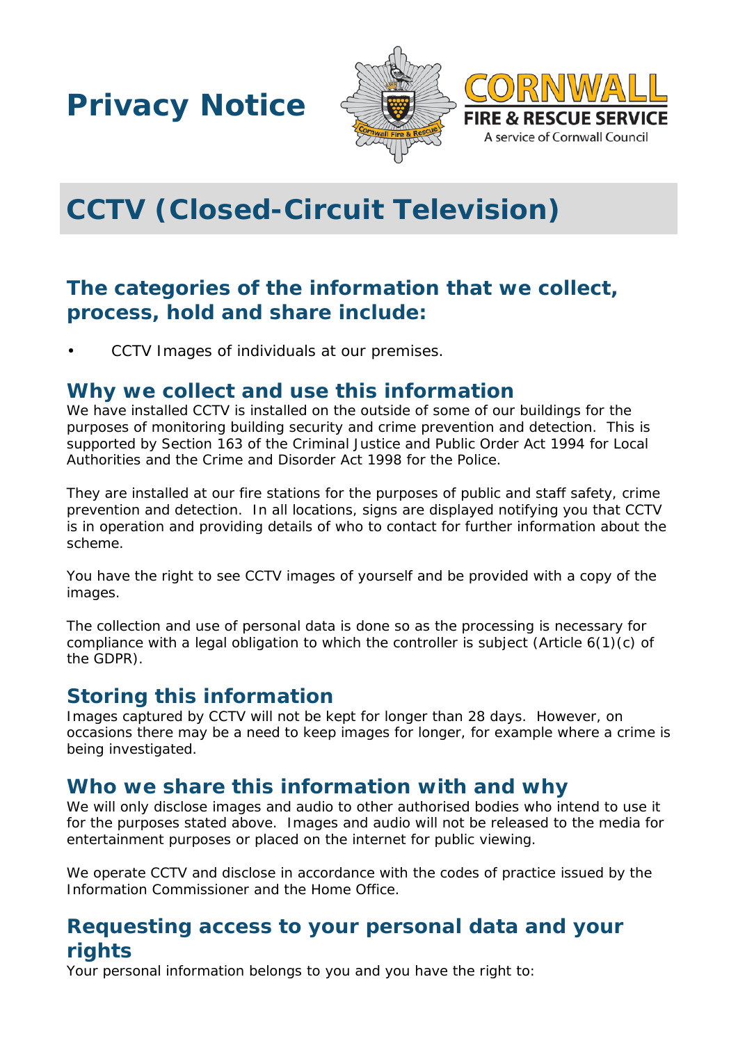# Privacy Notice

CORNWALL FIRE & RESCUE SERVICE
A service of Cornwall Council

# CCTV (Closed-Circuit Television)

## The categories of the information that we collect, process, hold and share include:

- CCTV Images of individuals at our premises.

## Why we collect and use this information

We have installed CCTV is installed on the outside of some of our buildings for the purposes of monitoring building security and crime prevention and detection. This is supported by Section 163 of the Criminal Justice and Public Order Act 1994 for Local Authorities and the Crime and Disorder Act 1998 for the Police.

They are installed at our fire stations for the purposes of public and staff safety, crime prevention and detection. In all locations, signs are displayed notifying you that CCTV is in operation and providing details of who to contact for further information about the scheme.

You have the right to see CCTV images of yourself and be provided with a copy of the images.

The collection and use of personal data is done so as the processing is necessary for compliance with a legal obligation to which the controller is subject (Article 6(1)(c) of the GDPR).

## Storing this information

Images captured by CCTV will not be kept for longer than 28 days. However, on occasions there may be a need to keep images for longer, for example where a crime is being investigated.

## Who we share this information with and why

We will only disclose images and audio to other authorised bodies who intend to use it for the purposes stated above. Images and audio will not be released to the media for entertainment purposes or placed on the internet for public viewing.

We operate CCTV and disclose in accordance with the codes of practice issued by the Information Commissioner and the Home Office.

## Requesting access to your personal data and your rights

Your personal information belongs to you and you have the right to: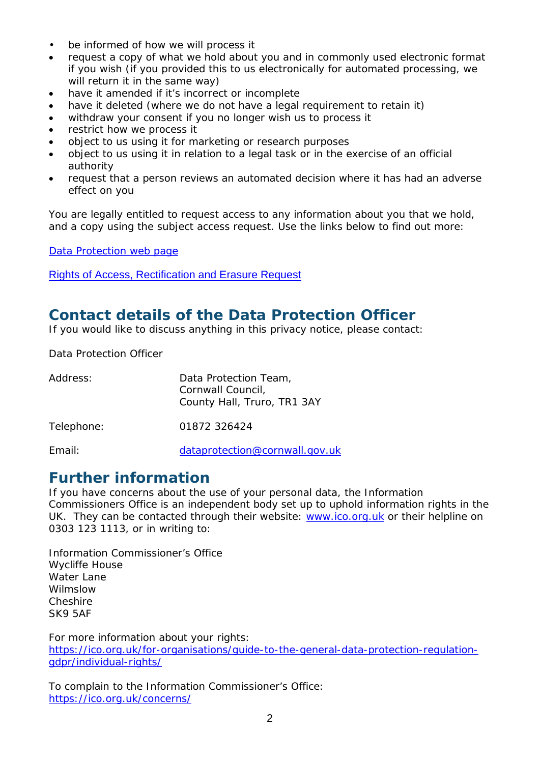- be informed of how we will process it
- request a copy of what we hold about you and in commonly used electronic format if you wish (if you provided this to us electronically for automated processing, we will return it in the same way)
- have it amended if it's incorrect or incomplete
- have it deleted (where we do not have a legal requirement to retain it)
- withdraw your consent if you no longer wish us to process it
- restrict how we process it
- object to us using it for marketing or research purposes
- object to us using it in relation to a legal task or in the exercise of an official authority
- request that a person reviews an automated decision where it has had an adverse effect on you

You are legally entitled to request access to any information about you that we hold, and a copy using the subject access request. Use the links below to find out more:

[Data Protection web page]

[Rights of Access, Rectification and Erasure Request]

## Contact details of the Data Protection Officer

If you would like to discuss anything in this privacy notice, please contact:

Data Protection Officer

| | |
|---|---|
| Address: | Data Protection Team, Cornwall Council, County Hall, Truro, TR1 3AY |
| Telephone: | 01872 326424 |
| Email: | dataprotection@cornwall.gov.uk |

## Further information

If you have concerns about the use of your personal data, the Information Commissioners Office is an independent body set up to uphold information rights in the UK. They can be contacted through their website: www.ico.org.uk or their helpline on 0303 123 1113, or in writing to:

Information Commissioner's Office
Wycliffe House
Water Lane
Wilmslow
Cheshire
SK9 5AF

For more information about your rights:
https://ico.org.uk/for-organisations/guide-to-the-general-data-protection-regulation-gdpr/individual-rights/

To complain to the Information Commissioner's Office:
https://ico.org.uk/concerns/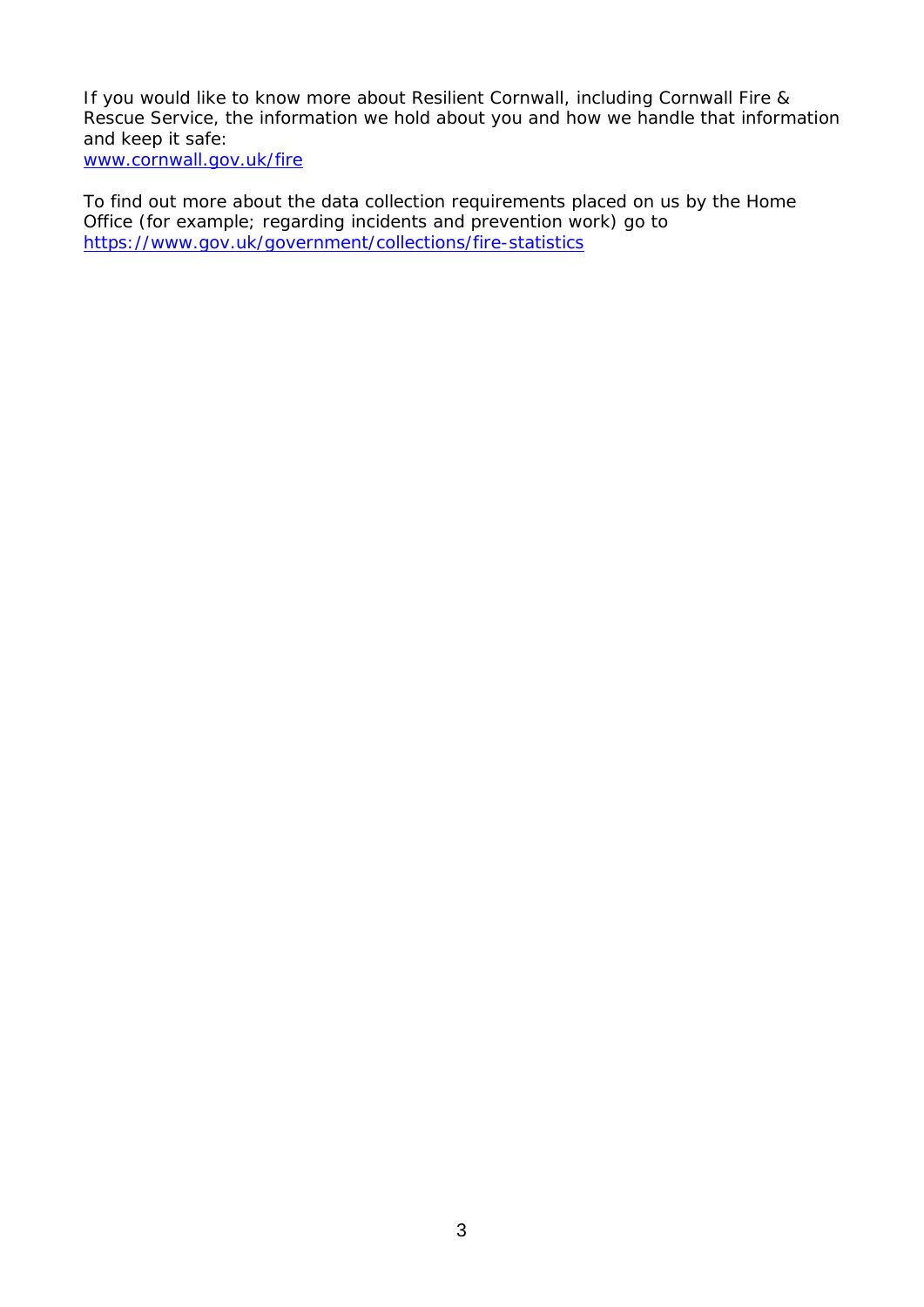If you would like to know more about Resilient Cornwall, including Cornwall Fire & Rescue Service, the information we hold about you and how we handle that information and keep it safe:
[www.cornwall.gov.uk/fire](http://www.cornwall.gov.uk/fire)

To find out more about the data collection requirements placed on us by the Home Office (for example; regarding incidents and prevention work) go to [https://www.gov.uk/government/collections/fire-statistics](https://www.gov.uk/government/collections/fire-statistics)